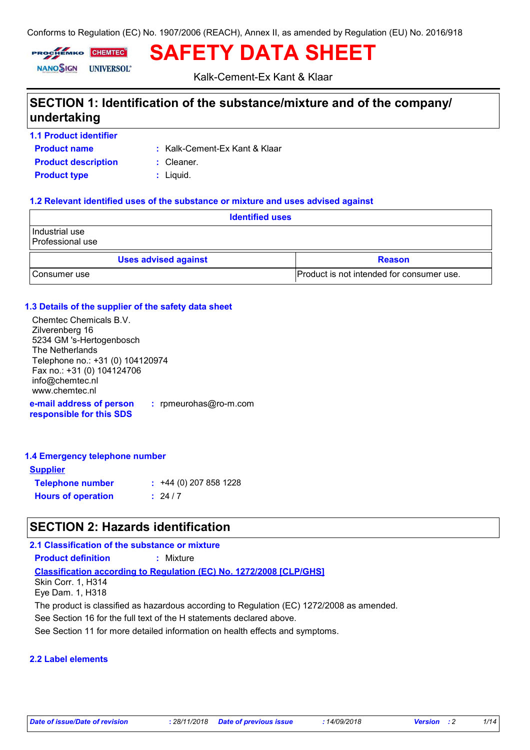Conforms to Regulation (EC) No. 1907/2006 (REACH), Annex II, as amended by Regulation (EU) No. 2016/918

# SAFETY DATA SHEET

Kalk-Cement-Ex Kant & Klaar

## SECTION 1: Identification of the substance/mixture and of the company/ undertaking

### 1.1 Product identifier

**Product name** : Kalk-Cement-Ex Kant & Klaar

**Product description** : Cleaner.

**Product type** : Liquid.

### 1.2 Relevant identified uses of the substance or mixture and uses advised against

| Identified uses |
|---|
| Industrial use<br>Professional use |

| Uses advised against | Reason |
|---|---|
| Consumer use | Product is not intended for consumer use. |

### 1.3 Details of the supplier of the safety data sheet

Chemtec Chemicals B.V.
Zilverenberg 16
5234 GM 's-Hertogenbosch
The Netherlands
Telephone no.: +31 (0) 104120974
Fax no.: +31 (0) 104124706
info@chemtec.nl
www.chemtec.nl

**e-mail address of person responsible for this SDS** : rpmeurohas@ro-m.com

### 1.4 Emergency telephone number

**Supplier**

**Telephone number** : +44 (0) 207 858 1228

**Hours of operation** : 24 / 7

## SECTION 2: Hazards identification

### 2.1 Classification of the substance or mixture

**Product definition** : Mixture

**Classification according to Regulation (EC) No. 1272/2008 [CLP/GHS]**

Skin Corr. 1, H314
Eye Dam. 1, H318

The product is classified as hazardous according to Regulation (EC) 1272/2008 as amended.

See Section 16 for the full text of the H statements declared above.

See Section 11 for more detailed information on health effects and symptoms.

### 2.2 Label elements

| | | | | | |
|---|---|---|---|---|---|
| *Date of issue/Date of revision* | *: 28/11/2018* | *Date of previous issue* | *: 14/09/2018* | *Version* | *: 2* |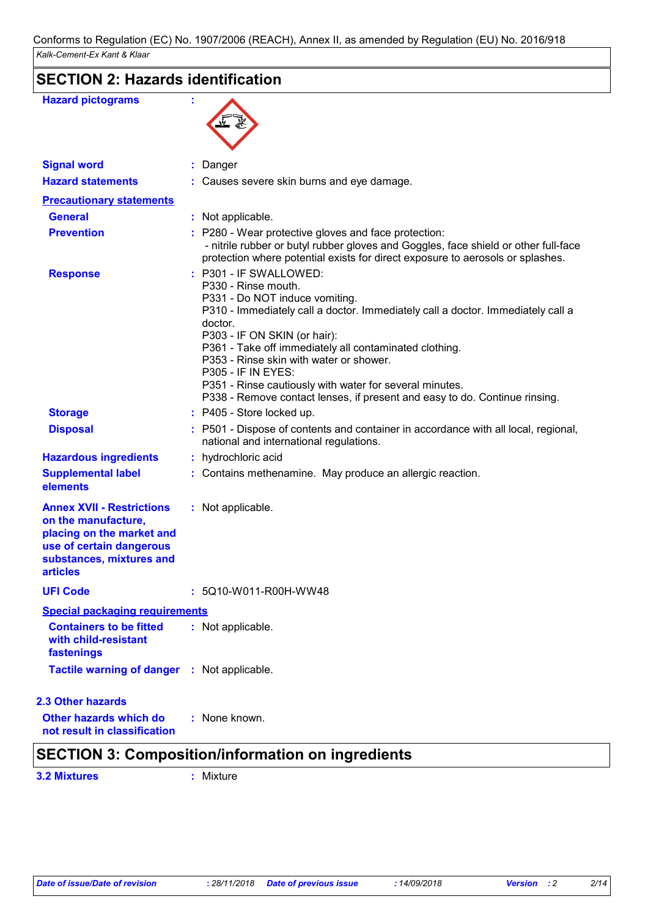## SECTION 2: Hazards identification

**Hazard pictograms** :

**Signal word** : Danger

**Hazard statements** : Causes severe skin burns and eye damage.

**Precautionary statements**

**General** : Not applicable.

**Prevention** : P280 - Wear protective gloves and face protection:
 - nitrile rubber or butyl rubber gloves and Goggles, face shield or other full-face protection where potential exists for direct exposure to aerosols or splashes.

**Response** : P301 - IF SWALLOWED:
P330 - Rinse mouth.
P331 - Do NOT induce vomiting.
P310 - Immediately call a doctor. Immediately call a doctor. Immediately call a doctor.
P303 - IF ON SKIN (or hair):
P361 - Take off immediately all contaminated clothing.
P353 - Rinse skin with water or shower.
P305 - IF IN EYES:
P351 - Rinse cautiously with water for several minutes.
P338 - Remove contact lenses, if present and easy to do. Continue rinsing.

**Storage** : P405 - Store locked up.

**Disposal** : P501 - Dispose of contents and container in accordance with all local, regional, national and international regulations.

**Hazardous ingredients** : hydrochloric acid

**Supplemental label elements** : Contains methenamine. May produce an allergic reaction.

**Annex XVII - Restrictions on the manufacture, placing on the market and use of certain dangerous substances, mixtures and articles** : Not applicable.

**UFI Code** : 5Q10-W011-R00H-WW48

**Special packaging requirements**

**Containers to be fitted with child-resistant fastenings** : Not applicable.

**Tactile warning of danger** : Not applicable.

### 2.3 Other hazards

**Other hazards which do not result in classification** : None known.

## SECTION 3: Composition/information on ingredients

**3.2 Mixtures** : Mixture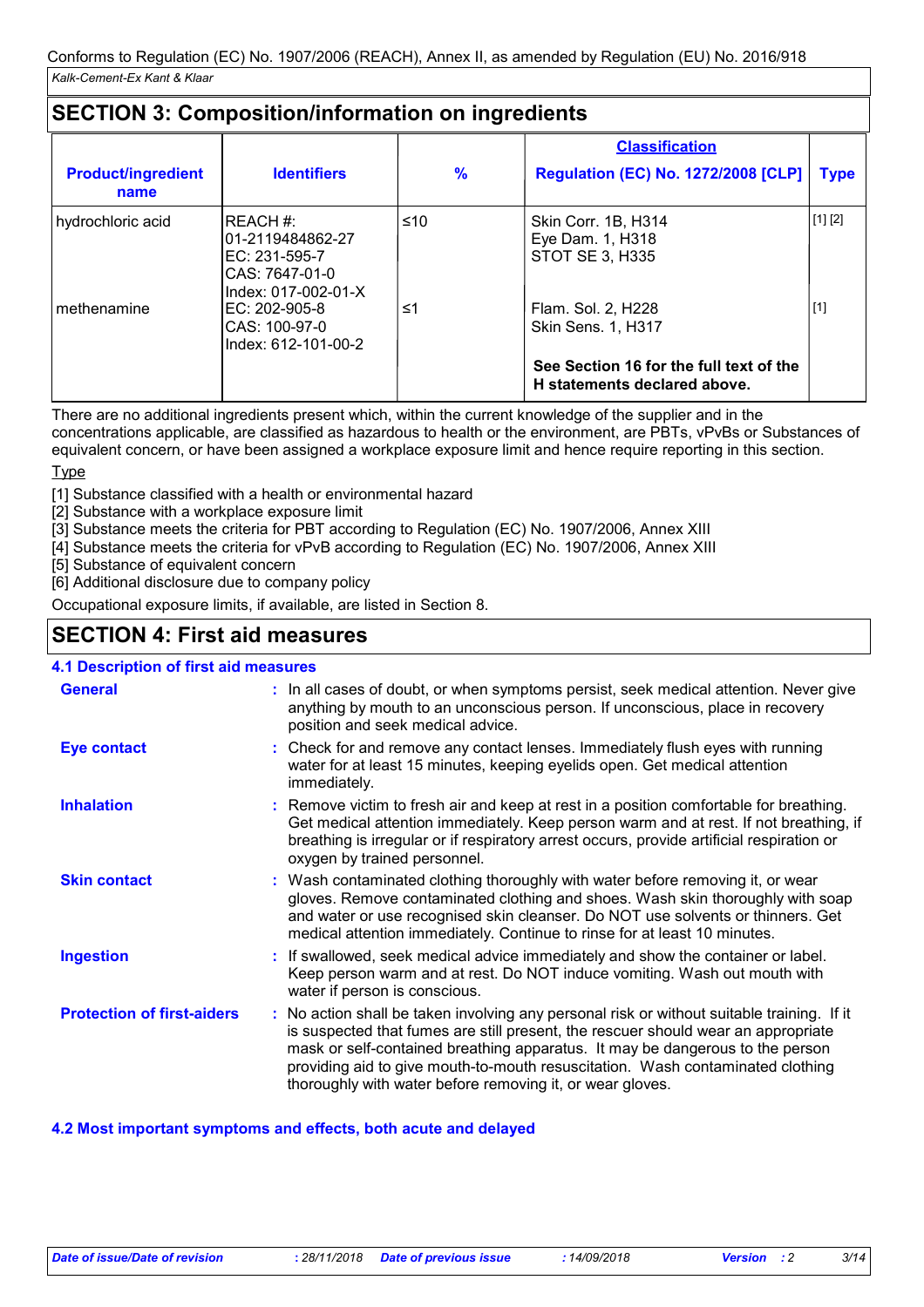## SECTION 3: Composition/information on ingredients

| Product/ingredient name | Identifiers | % | Classification Regulation (EC) No. 1272/2008 [CLP] | Type |
|---|---|---|---|---|
| hydrochloric acid | REACH #: 01-2119484862-27<br>EC: 231-595-7<br>CAS: 7647-01-0<br>Index: 017-002-01-X | ≤10 | Skin Corr. 1B, H314<br>Eye Dam. 1, H318<br>STOT SE 3, H335 | [1] [2] |
| methenamine | EC: 202-905-8<br>CAS: 100-97-0<br>Index: 612-101-00-2 | ≤1 | Flam. Sol. 2, H228<br>Skin Sens. 1, H317 | [1] |
| | | | **See Section 16 for the full text of the H statements declared above.** | |

There are no additional ingredients present which, within the current knowledge of the supplier and in the concentrations applicable, are classified as hazardous to health or the environment, are PBTs, vPvBs or Substances of equivalent concern, or have been assigned a workplace exposure limit and hence require reporting in this section.

Type

[1] Substance classified with a health or environmental hazard
[2] Substance with a workplace exposure limit
[3] Substance meets the criteria for PBT according to Regulation (EC) No. 1907/2006, Annex XIII
[4] Substance meets the criteria for vPvB according to Regulation (EC) No. 1907/2006, Annex XIII
[5] Substance of equivalent concern
[6] Additional disclosure due to company policy

Occupational exposure limits, if available, are listed in Section 8.

## SECTION 4: First aid measures

### 4.1 Description of first aid measures

**General** : In all cases of doubt, or when symptoms persist, seek medical attention. Never give anything by mouth to an unconscious person. If unconscious, place in recovery position and seek medical advice.

**Eye contact** : Check for and remove any contact lenses. Immediately flush eyes with running water for at least 15 minutes, keeping eyelids open. Get medical attention immediately.

**Inhalation** : Remove victim to fresh air and keep at rest in a position comfortable for breathing. Get medical attention immediately. Keep person warm and at rest. If not breathing, if breathing is irregular or if respiratory arrest occurs, provide artificial respiration or oxygen by trained personnel.

**Skin contact** : Wash contaminated clothing thoroughly with water before removing it, or wear gloves. Remove contaminated clothing and shoes. Wash skin thoroughly with soap and water or use recognised skin cleanser. Do NOT use solvents or thinners. Get medical attention immediately. Continue to rinse for at least 10 minutes.

**Ingestion** : If swallowed, seek medical advice immediately and show the container or label. Keep person warm and at rest. Do NOT induce vomiting. Wash out mouth with water if person is conscious.

**Protection of first-aiders** : No action shall be taken involving any personal risk or without suitable training. If it is suspected that fumes are still present, the rescuer should wear an appropriate mask or self-contained breathing apparatus. It may be dangerous to the person providing aid to give mouth-to-mouth resuscitation. Wash contaminated clothing thoroughly with water before removing it, or wear gloves.

### 4.2 Most important symptoms and effects, both acute and delayed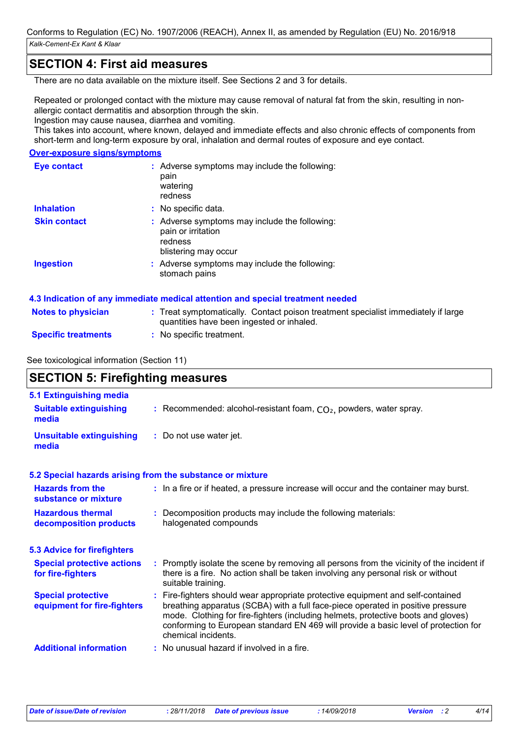## SECTION 4: First aid measures

There are no data available on the mixture itself. See Sections 2 and 3 for details.

Repeated or prolonged contact with the mixture may cause removal of natural fat from the skin, resulting in non-allergic contact dermatitis and absorption through the skin.
Ingestion may cause nausea, diarrhea and vomiting.
This takes into account, where known, delayed and immediate effects and also chronic effects of components from short-term and long-term exposure by oral, inhalation and dermal routes of exposure and eye contact.

### Over-exposure signs/symptoms

**Eye contact** : Adverse symptoms may include the following:
pain
watering
redness

**Inhalation** : No specific data.

**Skin contact** : Adverse symptoms may include the following:
pain or irritation
redness
blistering may occur

**Ingestion** : Adverse symptoms may include the following:
stomach pains

### 4.3 Indication of any immediate medical attention and special treatment needed

**Notes to physician** : Treat symptomatically. Contact poison treatment specialist immediately if large quantities have been ingested or inhaled.

**Specific treatments** : No specific treatment.

See toxicological information (Section 11)

## SECTION 5: Firefighting measures

### 5.1 Extinguishing media

**Suitable extinguishing media** : Recommended: alcohol-resistant foam, $CO_2$, powders, water spray.

**Unsuitable extinguishing media** : Do not use water jet.

### 5.2 Special hazards arising from the substance or mixture

**Hazards from the substance or mixture** : In a fire or if heated, a pressure increase will occur and the container may burst.

**Hazardous thermal decomposition products** : Decomposition products may include the following materials:
halogenated compounds

### 5.3 Advice for firefighters

**Special protective actions for fire-fighters** : Promptly isolate the scene by removing all persons from the vicinity of the incident if there is a fire. No action shall be taken involving any personal risk or without suitable training.

**Special protective equipment for fire-fighters** : Fire-fighters should wear appropriate protective equipment and self-contained breathing apparatus (SCBA) with a full face-piece operated in positive pressure mode. Clothing for fire-fighters (including helmets, protective boots and gloves) conforming to European standard EN 469 will provide a basic level of protection for chemical incidents.

**Additional information** : No unusual hazard if involved in a fire.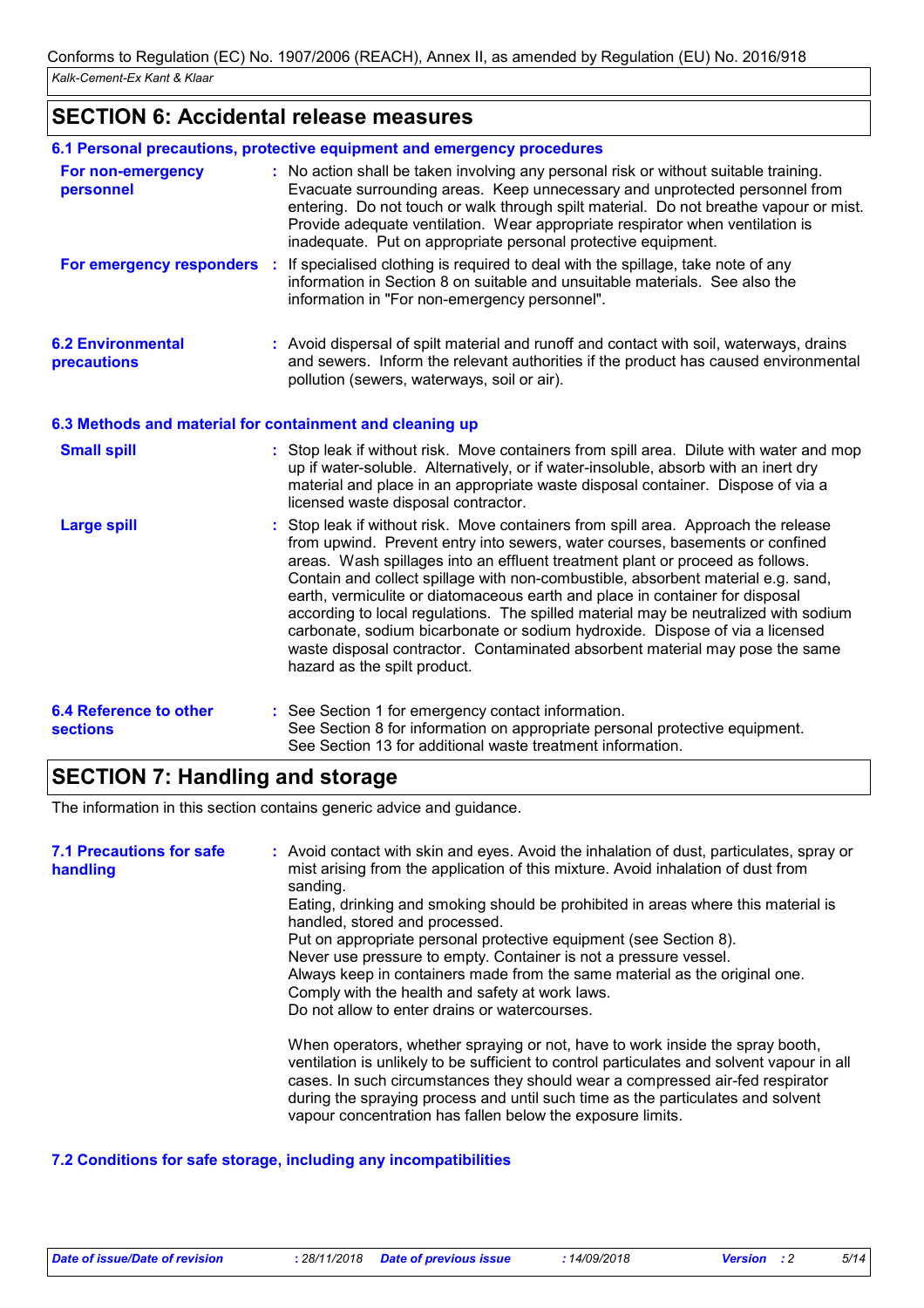## SECTION 6: Accidental release measures

### 6.1 Personal precautions, protective equipment and emergency procedures

**For non-emergency personnel** : No action shall be taken involving any personal risk or without suitable training. Evacuate surrounding areas. Keep unnecessary and unprotected personnel from entering. Do not touch or walk through spilt material. Do not breathe vapour or mist. Provide adequate ventilation. Wear appropriate respirator when ventilation is inadequate. Put on appropriate personal protective equipment.

**For emergency responders** : If specialised clothing is required to deal with the spillage, take note of any information in Section 8 on suitable and unsuitable materials. See also the information in "For non-emergency personnel".

**6.2 Environmental precautions** : Avoid dispersal of spilt material and runoff and contact with soil, waterways, drains and sewers. Inform the relevant authorities if the product has caused environmental pollution (sewers, waterways, soil or air).

### 6.3 Methods and material for containment and cleaning up

**Small spill** : Stop leak if without risk. Move containers from spill area. Dilute with water and mop up if water-soluble. Alternatively, or if water-insoluble, absorb with an inert dry material and place in an appropriate waste disposal container. Dispose of via a licensed waste disposal contractor.

**Large spill** : Stop leak if without risk. Move containers from spill area. Approach the release from upwind. Prevent entry into sewers, water courses, basements or confined areas. Wash spillages into an effluent treatment plant or proceed as follows. Contain and collect spillage with non-combustible, absorbent material e.g. sand, earth, vermiculite or diatomaceous earth and place in container for disposal according to local regulations. The spilled material may be neutralized with sodium carbonate, sodium bicarbonate or sodium hydroxide. Dispose of via a licensed waste disposal contractor. Contaminated absorbent material may pose the same hazard as the spilt product.

**6.4 Reference to other sections** : See Section 1 for emergency contact information.
See Section 8 for information on appropriate personal protective equipment.
See Section 13 for additional waste treatment information.

## SECTION 7: Handling and storage

The information in this section contains generic advice and guidance.

**7.1 Precautions for safe handling** : Avoid contact with skin and eyes. Avoid the inhalation of dust, particulates, spray or mist arising from the application of this mixture. Avoid inhalation of dust from sanding.
Eating, drinking and smoking should be prohibited in areas where this material is handled, stored and processed.
Put on appropriate personal protective equipment (see Section 8).
Never use pressure to empty. Container is not a pressure vessel.
Always keep in containers made from the same material as the original one.
Comply with the health and safety at work laws.
Do not allow to enter drains or watercourses.

When operators, whether spraying or not, have to work inside the spray booth, ventilation is unlikely to be sufficient to control particulates and solvent vapour in all cases. In such circumstances they should wear a compressed air-fed respirator during the spraying process and until such time as the particulates and solvent vapour concentration has fallen below the exposure limits.

### 7.2 Conditions for safe storage, including any incompatibilities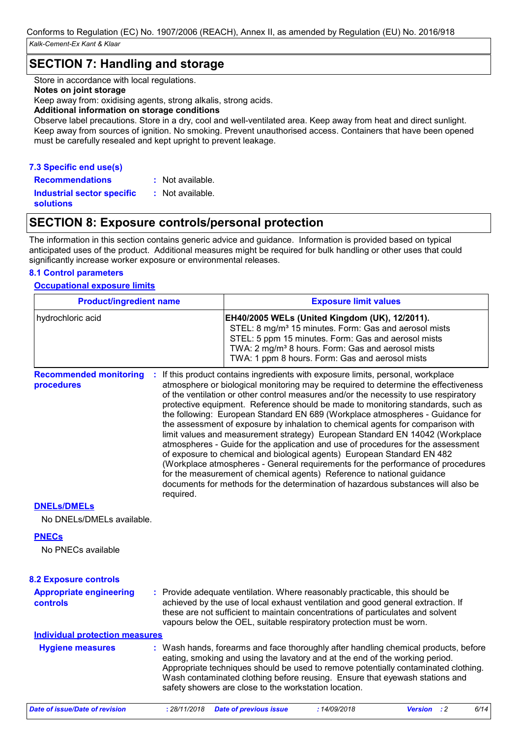Store in accordance with local regulations.

**Notes on joint storage**

Keep away from: oxidising agents, strong alkalis, strong acids.

**Additional information on storage conditions**

Observe label precautions. Store in a dry, cool and well-ventilated area. Keep away from heat and direct sunlight. Keep away from sources of ignition. No smoking. Prevent unauthorised access. Containers that have been opened must be carefully resealed and kept upright to prevent leakage.

### 7.3 Specific end use(s)

**Recommendations** : Not available.

**Industrial sector specific solutions** : Not available.

## SECTION 8: Exposure controls/personal protection

The information in this section contains generic advice and guidance. Information is provided based on typical anticipated uses of the product. Additional measures might be required for bulk handling or other uses that could significantly increase worker exposure or environmental releases.

### 8.1 Control parameters

**Occupational exposure limits**

| Product/ingredient name | Exposure limit values |
|---|---|
| hydrochloric acid | **EH40/2005 WELs (United Kingdom (UK), 12/2011).**<br>STEL: 8 mg/m³ 15 minutes. Form: Gas and aerosol mists<br>STEL: 5 ppm 15 minutes. Form: Gas and aerosol mists<br>TWA: 2 mg/m³ 8 hours. Form: Gas and aerosol mists<br>TWA: 1 ppm 8 hours. Form: Gas and aerosol mists |

**Recommended monitoring procedures** : If this product contains ingredients with exposure limits, personal, workplace atmosphere or biological monitoring may be required to determine the effectiveness of the ventilation or other control measures and/or the necessity to use respiratory protective equipment. Reference should be made to monitoring standards, such as the following: European Standard EN 689 (Workplace atmospheres - Guidance for the assessment of exposure by inhalation to chemical agents for comparison with limit values and measurement strategy) European Standard EN 14042 (Workplace atmospheres - Guide for the application and use of procedures for the assessment of exposure to chemical and biological agents) European Standard EN 482 (Workplace atmospheres - General requirements for the performance of procedures for the measurement of chemical agents) Reference to national guidance documents for methods for the determination of hazardous substances will also be required.

**DNELs/DMELs**

No DNELs/DMELs available.

**PNECs**

No PNECs available

### 8.2 Exposure controls

**Appropriate engineering controls** : Provide adequate ventilation. Where reasonably practicable, this should be achieved by the use of local exhaust ventilation and good general extraction. If these are not sufficient to maintain concentrations of particulates and solvent vapours below the OEL, suitable respiratory protection must be worn.

**Individual protection measures**

**Hygiene measures** : Wash hands, forearms and face thoroughly after handling chemical products, before eating, smoking and using the lavatory and at the end of the working period. Appropriate techniques should be used to remove potentially contaminated clothing. Wash contaminated clothing before reusing. Ensure that eyewash stations and safety showers are close to the workstation location.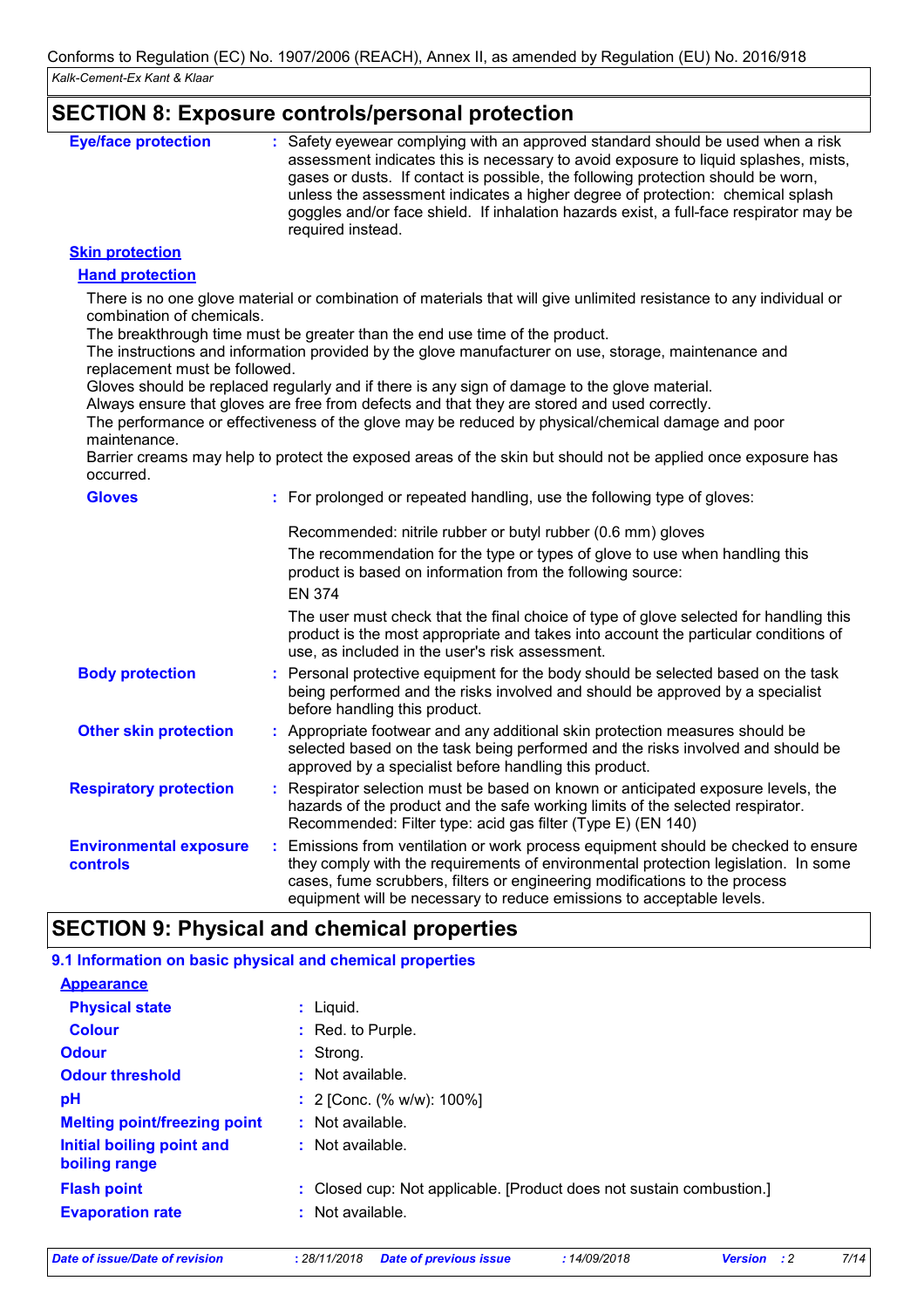## SECTION 8: Exposure controls/personal protection

**Eye/face protection** : Safety eyewear complying with an approved standard should be used when a risk assessment indicates this is necessary to avoid exposure to liquid splashes, mists, gases or dusts. If contact is possible, the following protection should be worn, unless the assessment indicates a higher degree of protection: chemical splash goggles and/or face shield. If inhalation hazards exist, a full-face respirator may be required instead.

**Skin protection**

**Hand protection**

There is no one glove material or combination of materials that will give unlimited resistance to any individual or combination of chemicals.
The breakthrough time must be greater than the end use time of the product.
The instructions and information provided by the glove manufacturer on use, storage, maintenance and replacement must be followed.
Gloves should be replaced regularly and if there is any sign of damage to the glove material.
Always ensure that gloves are free from defects and that they are stored and used correctly.
The performance or effectiveness of the glove may be reduced by physical/chemical damage and poor maintenance.
Barrier creams may help to protect the exposed areas of the skin but should not be applied once exposure has occurred.

**Gloves** : For prolonged or repeated handling, use the following type of gloves:

Recommended: nitrile rubber or butyl rubber (0.6 mm) gloves

The recommendation for the type or types of glove to use when handling this product is based on information from the following source:

EN 374

The user must check that the final choice of type of glove selected for handling this product is the most appropriate and takes into account the particular conditions of use, as included in the user's risk assessment.

**Body protection** : Personal protective equipment for the body should be selected based on the task being performed and the risks involved and should be approved by a specialist before handling this product.

**Other skin protection** : Appropriate footwear and any additional skin protection measures should be selected based on the task being performed and the risks involved and should be approved by a specialist before handling this product.

**Respiratory protection** : Respirator selection must be based on known or anticipated exposure levels, the hazards of the product and the safe working limits of the selected respirator. Recommended: Filter type: acid gas filter (Type E) (EN 140)

**Environmental exposure controls** : Emissions from ventilation or work process equipment should be checked to ensure they comply with the requirements of environmental protection legislation. In some cases, fume scrubbers, filters or engineering modifications to the process equipment will be necessary to reduce emissions to acceptable levels.

## SECTION 9: Physical and chemical properties

### 9.1 Information on basic physical and chemical properties

**Appearance**

**Physical state** : Liquid.

**Colour** : Red. to Purple.

**Odour** : Strong.

**Odour threshold** : Not available.

**pH** : 2 [Conc. (% w/w): 100%]

**Melting point/freezing point** : Not available.

**Initial boiling point and boiling range** : Not available.

**Flash point** : Closed cup: Not applicable. [Product does not sustain combustion.]

**Evaporation rate** : Not available.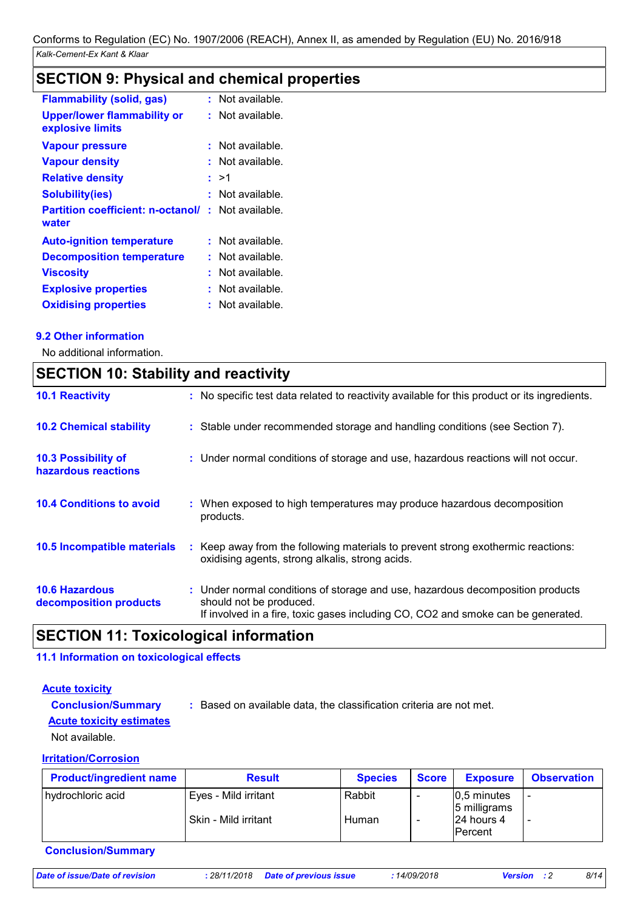## SECTION 9: Physical and chemical properties

| | |
|---|---|
| **Flammability (solid, gas)** | : Not available. |
| **Upper/lower flammability or explosive limits** | : Not available. |
| **Vapour pressure** | : Not available. |
| **Vapour density** | : Not available. |
| **Relative density** | : >1 |
| **Solubility(ies)** | : Not available. |
| **Partition coefficient: n-octanol/ water** | : Not available. |
| **Auto-ignition temperature** | : Not available. |
| **Decomposition temperature** | : Not available. |
| **Viscosity** | : Not available. |
| **Explosive properties** | : Not available. |
| **Oxidising properties** | : Not available. |

### 9.2 Other information

No additional information.

## SECTION 10: Stability and reactivity

| | |
|---|---|
| **10.1 Reactivity** | : No specific test data related to reactivity available for this product or its ingredients. |
| **10.2 Chemical stability** | : Stable under recommended storage and handling conditions (see Section 7). |
| **10.3 Possibility of hazardous reactions** | : Under normal conditions of storage and use, hazardous reactions will not occur. |
| **10.4 Conditions to avoid** | : When exposed to high temperatures may produce hazardous decomposition products. |
| **10.5 Incompatible materials** | : Keep away from the following materials to prevent strong exothermic reactions: oxidising agents, strong alkalis, strong acids. |
| **10.6 Hazardous decomposition products** | : Under normal conditions of storage and use, hazardous decomposition products should not be produced. If involved in a fire, toxic gases including CO, CO2 and smoke can be generated. |

## SECTION 11: Toxicological information

### 11.1 Information on toxicological effects

**Acute toxicity**

**Conclusion/Summary** : Based on available data, the classification criteria are not met.

**Acute toxicity estimates**

Not available.

**Irritation/Corrosion**

| Product/ingredient name | Result | Species | Score | Exposure | Observation |
|---|---|---|---|---|---|
| hydrochloric acid | Eyes - Mild irritant | Rabbit | - | 0,5 minutes 5 milligrams | - |
| | Skin - Mild irritant | Human | - | 24 hours 4 Percent | - |

**Conclusion/Summary**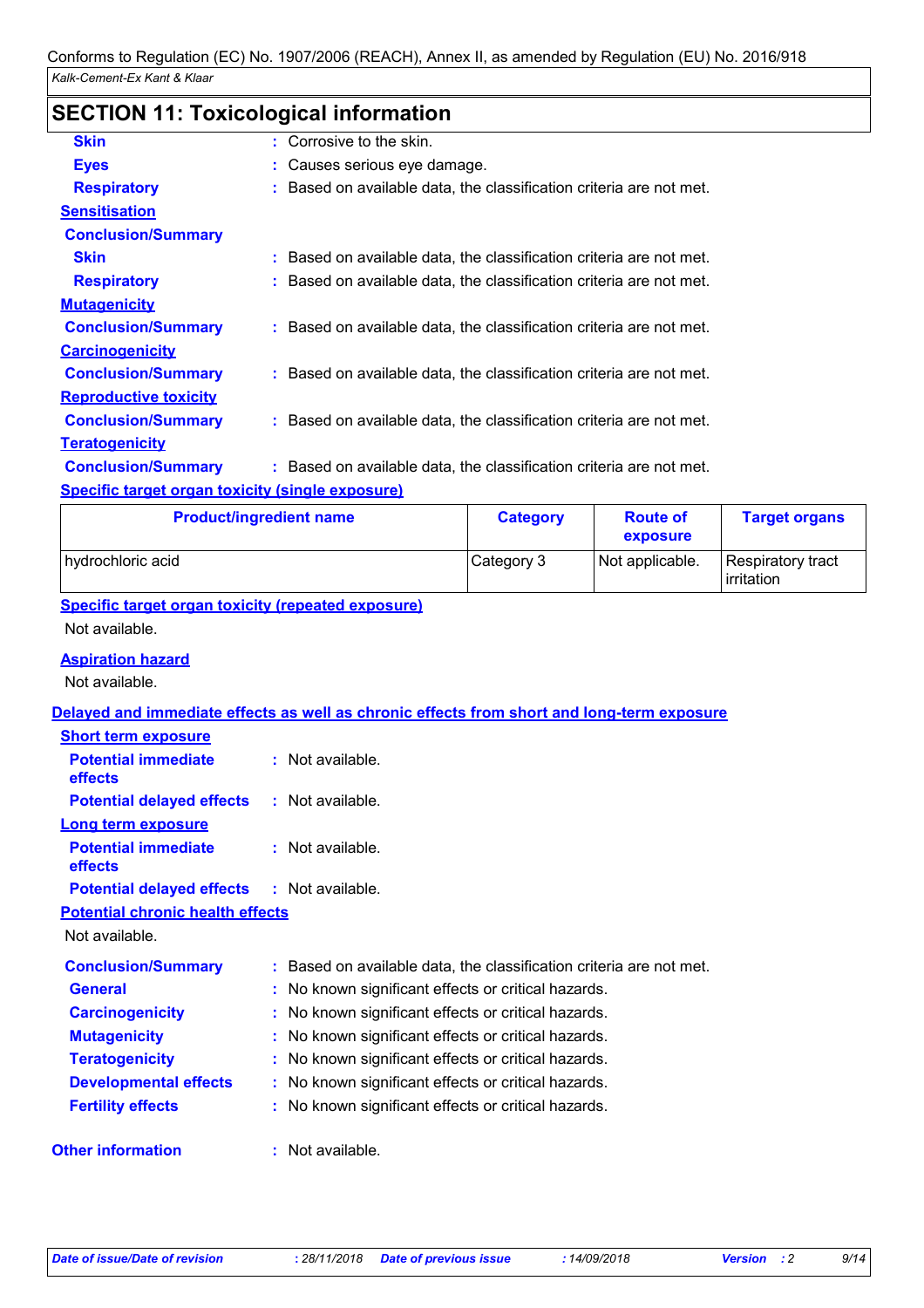## SECTION 11: Toxicological information

**Skin** : Corrosive to the skin.

**Eyes** : Causes serious eye damage.

**Respiratory** : Based on available data, the classification criteria are not met.

**Sensitisation**

**Conclusion/Summary**

**Skin** : Based on available data, the classification criteria are not met.

**Respiratory** : Based on available data, the classification criteria are not met.

**Mutagenicity**

**Conclusion/Summary** : Based on available data, the classification criteria are not met.

**Carcinogenicity**

**Conclusion/Summary** : Based on available data, the classification criteria are not met.

**Reproductive toxicity**

**Conclusion/Summary** : Based on available data, the classification criteria are not met.

**Teratogenicity**

**Conclusion/Summary** : Based on available data, the classification criteria are not met.

**Specific target organ toxicity (single exposure)**

| Product/ingredient name | Category | Route of exposure | Target organs |
|---|---|---|---|
| hydrochloric acid | Category 3 | Not applicable. | Respiratory tract irritation |

**Specific target organ toxicity (repeated exposure)**

Not available.

**Aspiration hazard**

Not available.

**Delayed and immediate effects as well as chronic effects from short and long-term exposure**

**Short term exposure**

**Potential immediate effects** : Not available.

**Potential delayed effects** : Not available.

**Long term exposure**

**Potential immediate effects** : Not available.

**Potential delayed effects** : Not available.

**Potential chronic health effects**

Not available.

**Conclusion/Summary** : Based on available data, the classification criteria are not met.

**General** : No known significant effects or critical hazards.

**Carcinogenicity** : No known significant effects or critical hazards.

**Mutagenicity** : No known significant effects or critical hazards.

**Teratogenicity** : No known significant effects or critical hazards.

**Developmental effects** : No known significant effects or critical hazards.

**Fertility effects** : No known significant effects or critical hazards.

**Other information** : Not available.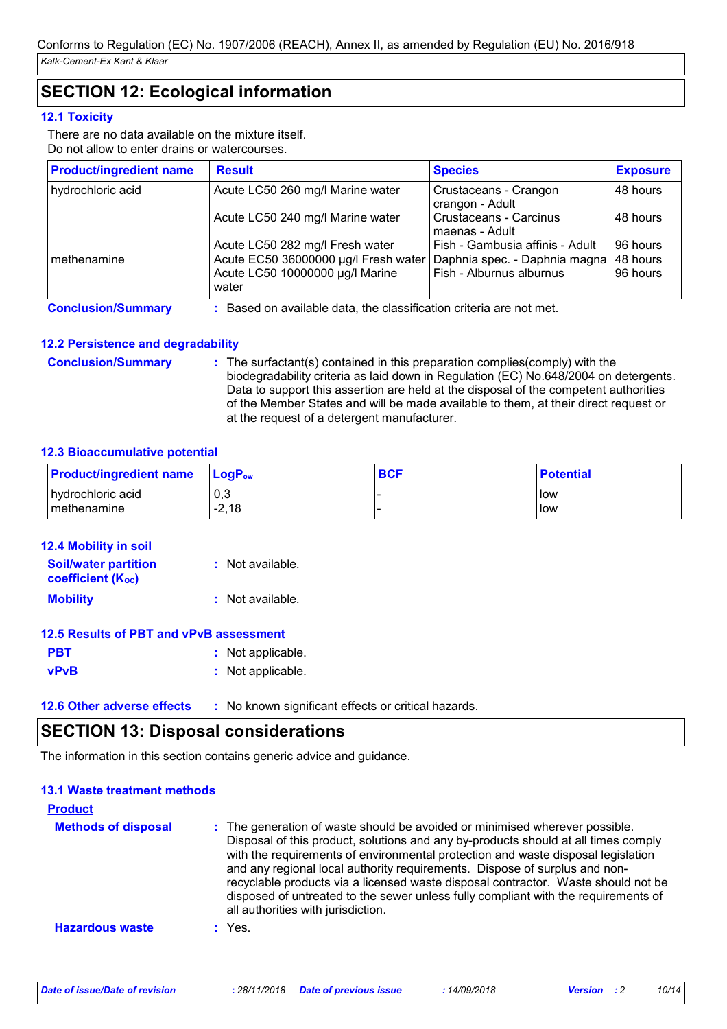Conforms to Regulation (EC) No. 1907/2006 (REACH), Annex II, as amended by Regulation (EU) No. 2016/918

*Kalk-Cement-Ex Kant & Klaar*

## SECTION 12: Ecological information

### 12.1 Toxicity

There are no data available on the mixture itself.
Do not allow to enter drains or watercourses.

| Product/ingredient name | Result | Species | Exposure |
|---|---|---|---|
| hydrochloric acid | Acute LC50 260 mg/l Marine water | Crustaceans - Crangon crangon - Adult | 48 hours |
| | Acute LC50 240 mg/l Marine water | Crustaceans - Carcinus maenas - Adult | 48 hours |
| | Acute LC50 282 mg/l Fresh water | Fish - Gambusia affinis - Adult | 96 hours |
| methenamine | Acute EC50 36000000 µg/l Fresh water | Daphnia spec. - Daphnia magna | 48 hours |
| | Acute LC50 10000000 µg/l Marine water | Fish - Alburnus alburnus | 96 hours |

**Conclusion/Summary** : Based on available data, the classification criteria are not met.

### 12.2 Persistence and degradability

**Conclusion/Summary** : The surfactant(s) contained in this preparation complies(comply) with the biodegradability criteria as laid down in Regulation (EC) No.648/2004 on detergents. Data to support this assertion are held at the disposal of the competent authorities of the Member States and will be made available to them, at their direct request or at the request of a detergent manufacturer.

### 12.3 Bioaccumulative potential

| Product/ingredient name | $LogP_{ow}$ | BCF | Potential |
|---|---|---|---|
| hydrochloric acid | 0,3 | - | low |
| methenamine | -2,18 | - | low |

### 12.4 Mobility in soil

**Soil/water partition coefficient ($K_{OC}$)** : Not available.

**Mobility** : Not available.

### 12.5 Results of PBT and vPvB assessment

**PBT** : Not applicable.

**vPvB** : Not applicable.

### 12.6 Other adverse effects

: No known significant effects or critical hazards.

## SECTION 13: Disposal considerations

The information in this section contains generic advice and guidance.

### 13.1 Waste treatment methods

**Product**

**Methods of disposal** : The generation of waste should be avoided or minimised wherever possible. Disposal of this product, solutions and any by-products should at all times comply with the requirements of environmental protection and waste disposal legislation and any regional local authority requirements. Dispose of surplus and non-recyclable products via a licensed waste disposal contractor. Waste should not be disposed of untreated to the sewer unless fully compliant with the requirements of all authorities with jurisdiction.

**Hazardous waste** : Yes.

*Date of issue/Date of revision* : 28/11/2018 *Date of previous issue* : 14/09/2018 *Version* : 2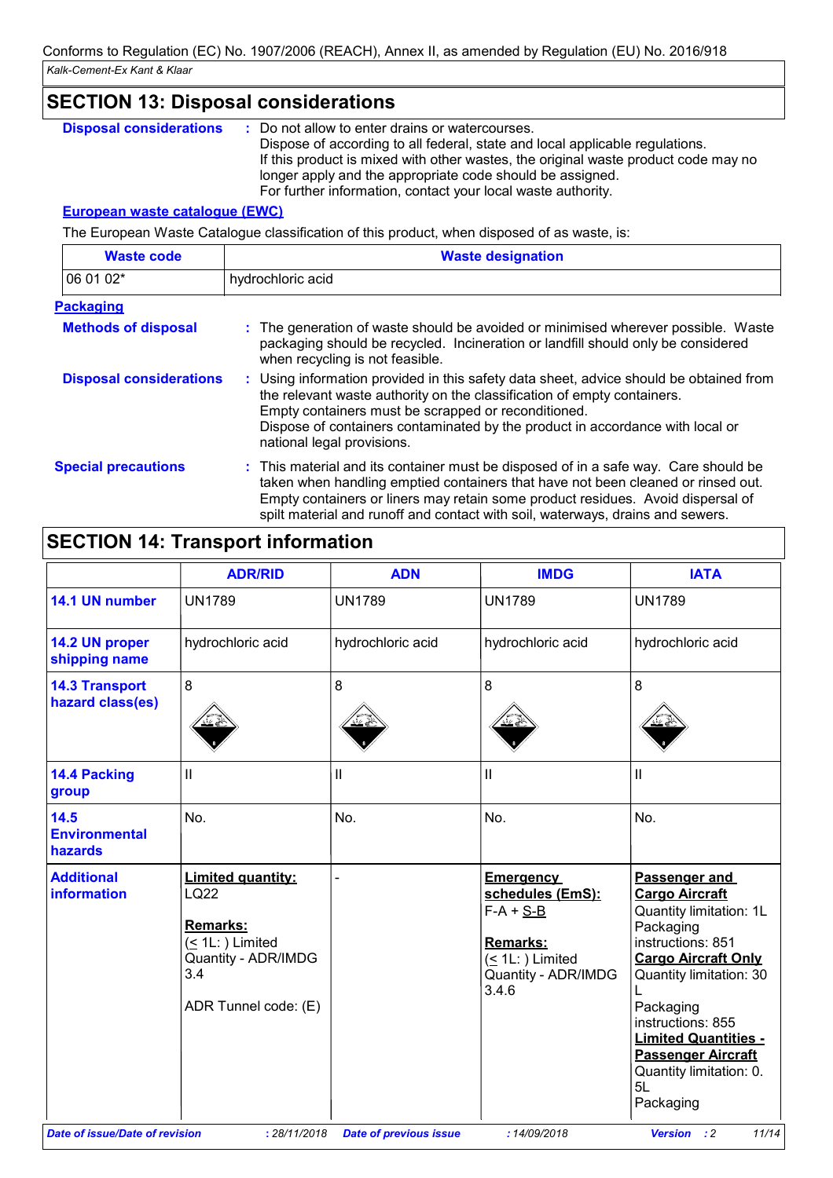## SECTION 13: Disposal considerations

**Disposal considerations** : Do not allow to enter drains or watercourses.
Dispose of according to all federal, state and local applicable regulations.
If this product is mixed with other wastes, the original waste product code may no longer apply and the appropriate code should be assigned.
For further information, contact your local waste authority.

**European waste catalogue (EWC)**

The European Waste Catalogue classification of this product, when disposed of as waste, is:

| Waste code | Waste designation |
|---|---|
| 06 01 02* | hydrochloric acid |

**Packaging**

**Methods of disposal** : The generation of waste should be avoided or minimised wherever possible. Waste packaging should be recycled. Incineration or landfill should only be considered when recycling is not feasible.

**Disposal considerations** : Using information provided in this safety data sheet, advice should be obtained from the relevant waste authority on the classification of empty containers.
Empty containers must be scrapped or reconditioned.
Dispose of containers contaminated by the product in accordance with local or national legal provisions.

**Special precautions** : This material and its container must be disposed of in a safe way. Care should be taken when handling emptied containers that have not been cleaned or rinsed out. Empty containers or liners may retain some product residues. Avoid dispersal of spilt material and runoff and contact with soil, waterways, drains and sewers.

## SECTION 14: Transport information

| | ADR/RID | ADN | IMDG | IATA |
|---|---|---|---|---|
| 14.1 UN number | UN1789 | UN1789 | UN1789 | UN1789 |
| 14.2 UN proper shipping name | hydrochloric acid | hydrochloric acid | hydrochloric acid | hydrochloric acid |
| 14.3 Transport hazard class(es) | 8 | 8 | 8 | 8 |
| 14.4 Packing group | II | II | II | II |
| 14.5 Environmental hazards | No. | No. | No. | No. |
| Additional information | **Limited quantity:** LQ22<br><br>**Remarks:** (≤ 1L: ) Limited Quantity - ADR/IMDG 3.4<br><br>ADR Tunnel code: (E) | - | **Emergency schedules (EmS):** F-A + S-B<br><br>**Remarks:** (≤ 1L: ) Limited Quantity - ADR/IMDG 3.4.6 | **Passenger and Cargo Aircraft** Quantity limitation: 1L Packaging instructions: 851<br>**Cargo Aircraft Only** Quantity limitation: 30 L Packaging instructions: 855<br>**Limited Quantities - Passenger Aircraft** Quantity limitation: 0.5L Packaging |

*Date of issue/Date of revision* : 28/11/2018 *Date of previous issue* : 14/09/2018 *Version* : 2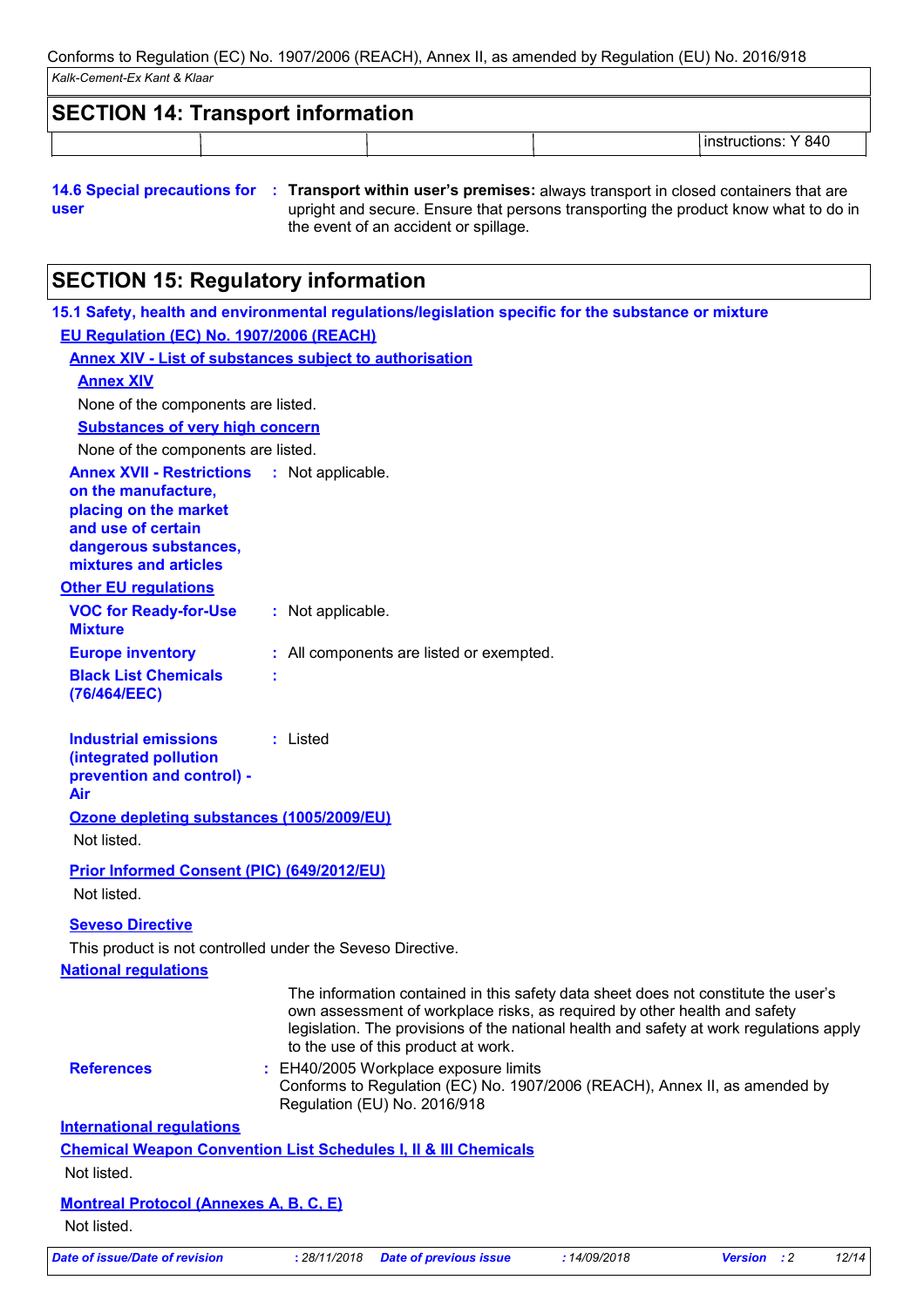## SECTION 14: Transport information

| | | | | |
|---|---|---|---|---|
| | | | | instructions: Y 840 |

**14.6 Special precautions for user** : **Transport within user's premises:** always transport in closed containers that are upright and secure. Ensure that persons transporting the product know what to do in the event of an accident or spillage.

## SECTION 15: Regulatory information

### 15.1 Safety, health and environmental regulations/legislation specific for the substance or mixture

**EU Regulation (EC) No. 1907/2006 (REACH)**

**Annex XIV - List of substances subject to authorisation**

**Annex XIV**

None of the components are listed.

**Substances of very high concern**

None of the components are listed.

**Annex XVII - Restrictions on the manufacture, placing on the market and use of certain dangerous substances, mixtures and articles** : Not applicable.

**Other EU regulations**

**VOC for Ready-for-Use Mixture** : Not applicable.

**Europe inventory** : All components are listed or exempted.

**Black List Chemicals (76/464/EEC)** :

**Industrial emissions (integrated pollution prevention and control) - Air** : Listed

**Ozone depleting substances (1005/2009/EU)**

Not listed.

**Prior Informed Consent (PIC) (649/2012/EU)**

Not listed.

**Seveso Directive**

This product is not controlled under the Seveso Directive.

**National regulations**

The information contained in this safety data sheet does not constitute the user's own assessment of workplace risks, as required by other health and safety legislation. The provisions of the national health and safety at work regulations apply to the use of this product at work.

**References** : EH40/2005 Workplace exposure limits
Conforms to Regulation (EC) No. 1907/2006 (REACH), Annex II, as amended by Regulation (EU) No. 2016/918

**International regulations**

**Chemical Weapon Convention List Schedules I, II & III Chemicals**

Not listed.

**Montreal Protocol (Annexes A, B, C, E)**

Not listed.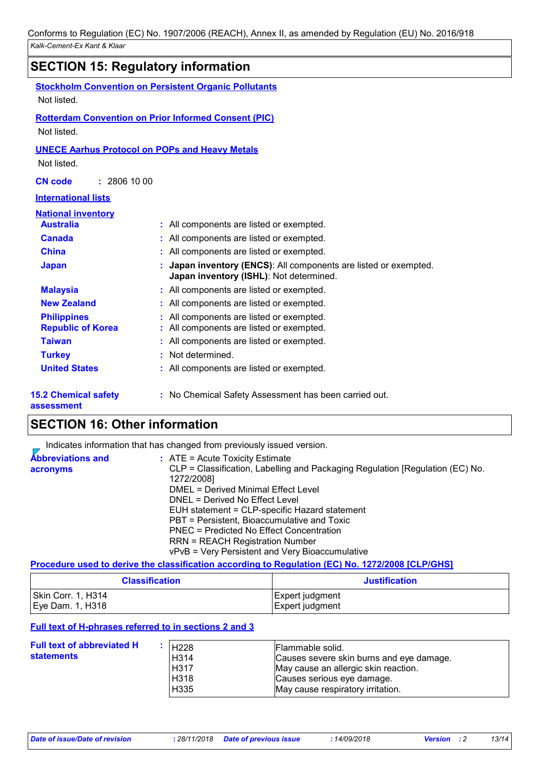## SECTION 15: Regulatory information

**Stockholm Convention on Persistent Organic Pollutants**

Not listed.

**Rotterdam Convention on Prior Informed Consent (PIC)**

Not listed.

**UNECE Aarhus Protocol on POPs and Heavy Metals**

Not listed.

**CN code** : 2806 10 00

**International lists**

**National inventory**

| | |
|---|---|
| **Australia** | : All components are listed or exempted. |
| **Canada** | : All components are listed or exempted. |
| **China** | : All components are listed or exempted. |
| **Japan** | : **Japan inventory (ENCS)**: All components are listed or exempted. **Japan inventory (ISHL)**: Not determined. |
| **Malaysia** | : All components are listed or exempted. |
| **New Zealand** | : All components are listed or exempted. |
| **Philippines** | : All components are listed or exempted. |
| **Republic of Korea** | : All components are listed or exempted. |
| **Taiwan** | : All components are listed or exempted. |
| **Turkey** | : Not determined. |
| **United States** | : All components are listed or exempted. |

**15.2 Chemical safety assessment** : No Chemical Safety Assessment has been carried out.

## SECTION 16: Other information

Indicates information that has changed from previously issued version.

**Abbreviations and acronyms** :
ATE = Acute Toxicity Estimate
CLP = Classification, Labelling and Packaging Regulation [Regulation (EC) No. 1272/2008]
DMEL = Derived Minimal Effect Level
DNEL = Derived No Effect Level
EUH statement = CLP-specific Hazard statement
PBT = Persistent, Bioaccumulative and Toxic
PNEC = Predicted No Effect Concentration
RRN = REACH Registration Number
vPvB = Very Persistent and Very Bioaccumulative

**Procedure used to derive the classification according to Regulation (EC) No. 1272/2008 [CLP/GHS]**

| Classification | Justification |
|---|---|
| Skin Corr. 1, H314 | Expert judgment |
| Eye Dam. 1, H318 | Expert judgment |

**Full text of H-phrases referred to in sections 2 and 3**

**Full text of abbreviated H statements** :

| | |
|---|---|
| H228 | Flammable solid. |
| H314 | Causes severe skin burns and eye damage. |
| H317 | May cause an allergic skin reaction. |
| H318 | Causes serious eye damage. |
| H335 | May cause respiratory irritation. |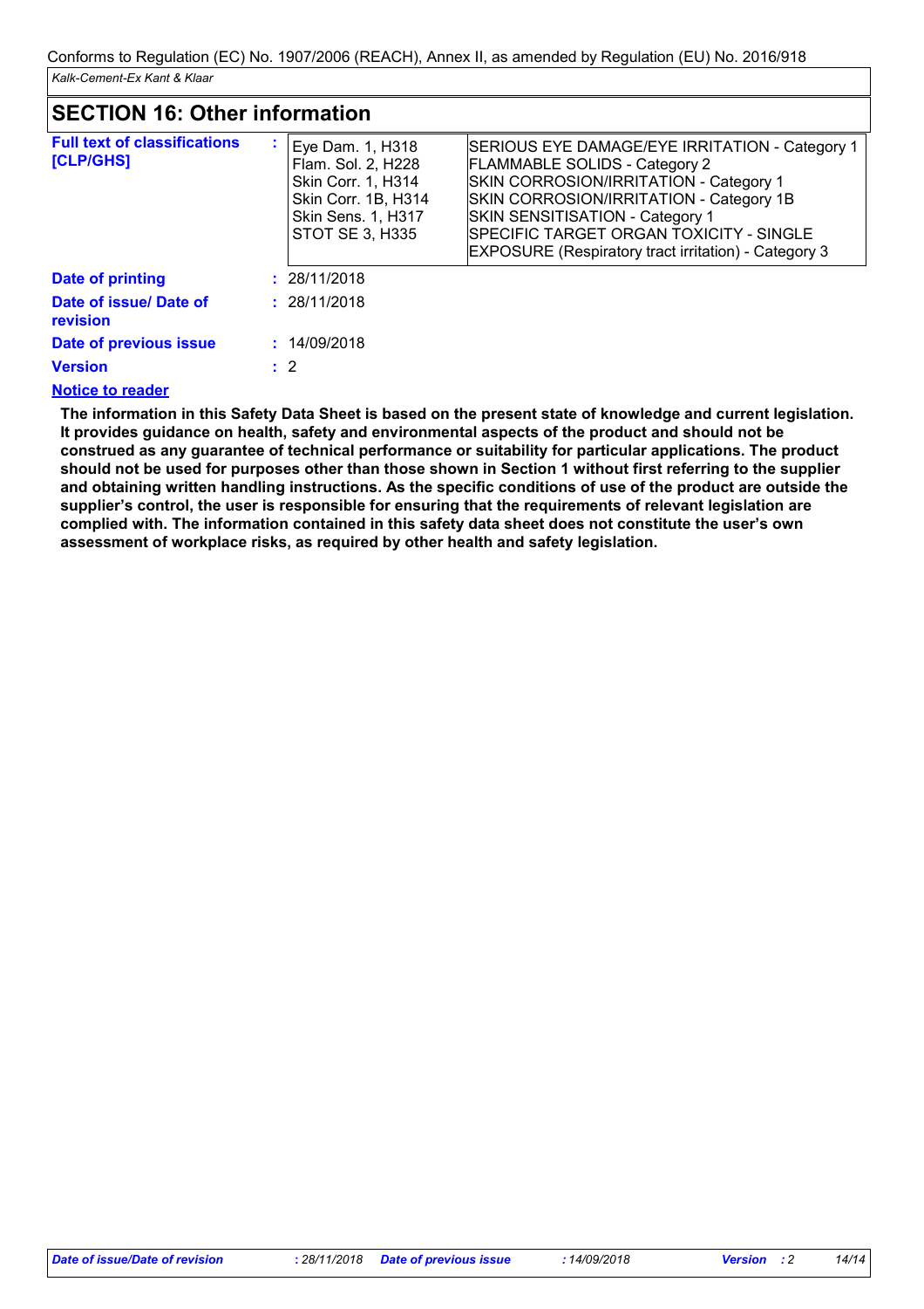## SECTION 16: Other information

**Full text of classifications [CLP/GHS]** :

| | |
|---|---|
| Eye Dam. 1, H318 | SERIOUS EYE DAMAGE/EYE IRRITATION - Category 1 |
| Flam. Sol. 2, H228 | FLAMMABLE SOLIDS - Category 2 |
| Skin Corr. 1, H314 | SKIN CORROSION/IRRITATION - Category 1 |
| Skin Corr. 1B, H314 | SKIN CORROSION/IRRITATION - Category 1B |
| Skin Sens. 1, H317 | SKIN SENSITISATION - Category 1 |
| STOT SE 3, H335 | SPECIFIC TARGET ORGAN TOXICITY - SINGLE EXPOSURE (Respiratory tract irritation) - Category 3 |

**Date of printing** : 28/11/2018

**Date of issue/ Date of revision** : 28/11/2018

**Date of previous issue** : 14/09/2018

**Version** : 2

**Notice to reader**

**The information in this Safety Data Sheet is based on the present state of knowledge and current legislation. It provides guidance on health, safety and environmental aspects of the product and should not be construed as any guarantee of technical performance or suitability for particular applications. The product should not be used for purposes other than those shown in Section 1 without first referring to the supplier and obtaining written handling instructions. As the specific conditions of use of the product are outside the supplier's control, the user is responsible for ensuring that the requirements of relevant legislation are complied with. The information contained in this safety data sheet does not constitute the user's own assessment of workplace risks, as required by other health and safety legislation.**